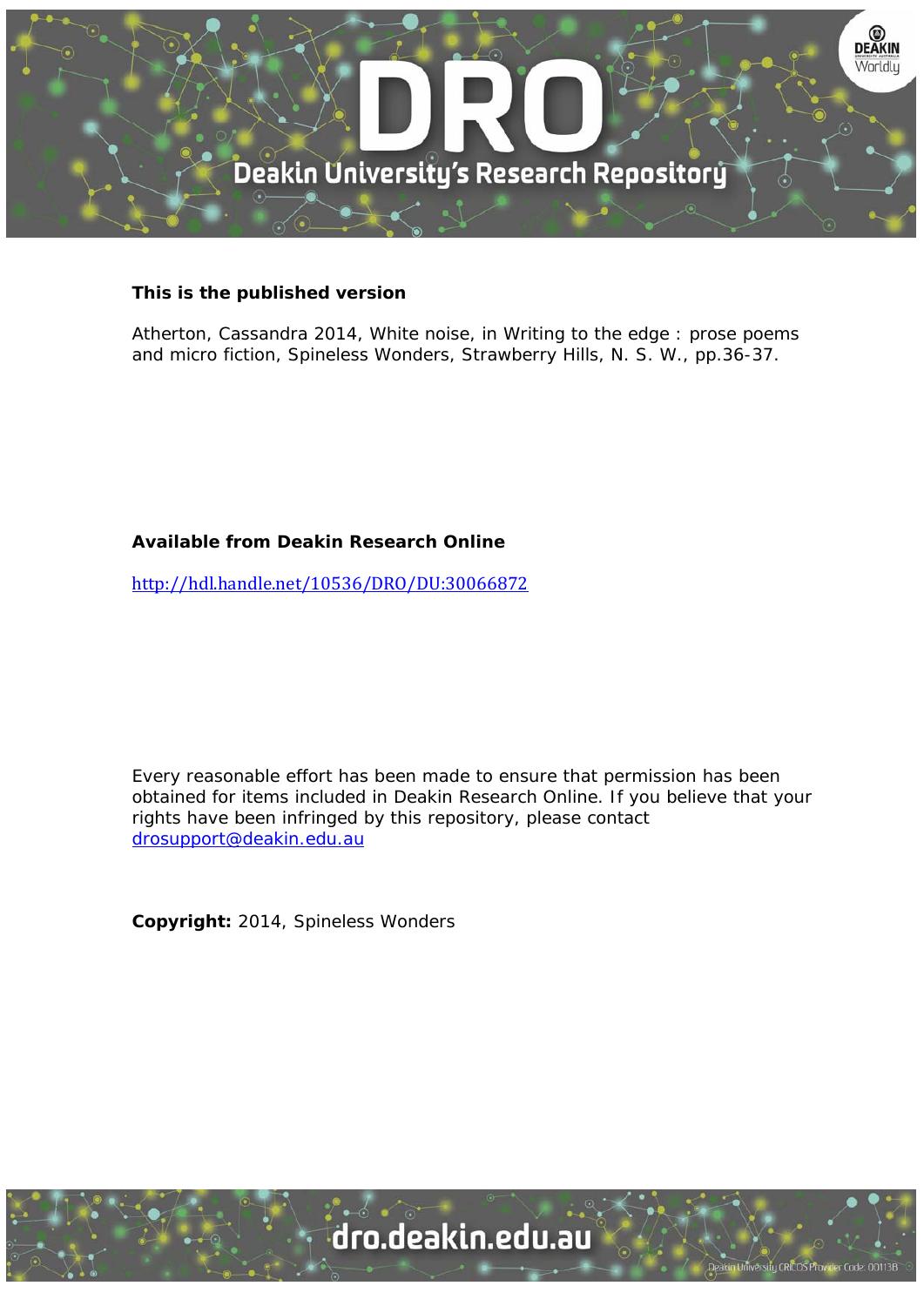**This is the published version**

Atherton, Cassandra 2014, White noise, in Writing to the edge : prose poems and micro fiction, Spineless Wonders, Strawberry Hills, N. S. W., pp.36-37.

**Available from Deakin Research Online**

http://hdl.handle.net/10536/DRO/DU:30066872

Every reasonable effort has been made to ensure that permission has been obtained for items included in Deakin Research Online. If you believe that your rights have been infringed by this repository, please contact drosupport@deakin.edu.au

**Copyright:** 2014, Spineless Wonders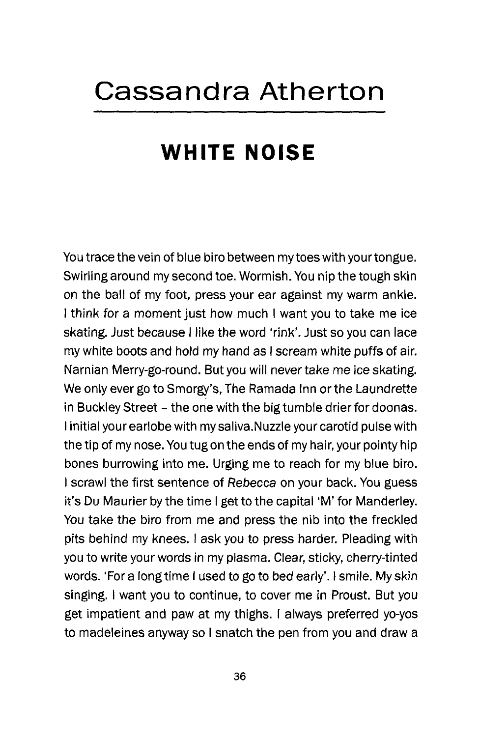# Cassandra Atherton

## WHITE NOISE

You trace the vein of blue biro between my toes with your tongue. Swirling around my second toe. Wormish. You nip the tough skin on the ball of my foot, press your ear against my warm ankle. I think for a moment just how much I want you to take me ice skating. Just because I like the word 'rink'. Just so you can lace my white boots and hold my hand as I scream white puffs of air. Narnian Merry-go-round. But you will never take me ice skating. We only ever go to Smorgy's, The Ramada Inn or the Laundrette in Buckley Street – the one with the big tumble drier for doonas. I initial your earlobe with my saliva.Nuzzle your carotid pulse with the tip of my nose. You tug on the ends of my hair, your pointy hip bones burrowing into me. Urging me to reach for my blue biro. I scrawl the first sentence of *Rebecca* on your back. You guess it's Du Maurier by the time I get to the capital 'M' for Manderley. You take the biro from me and press the nib into the freckled pits behind my knees. I ask you to press harder. Pleading with you to write your words in my plasma. Clear, sticky, cherry-tinted words. 'For a long time I used to go to bed early'. I smile. My skin singing. I want you to continue, to cover me in Proust. But you get impatient and paw at my thighs. I always preferred yo-yos to madeleines anyway so I snatch the pen from you and draw a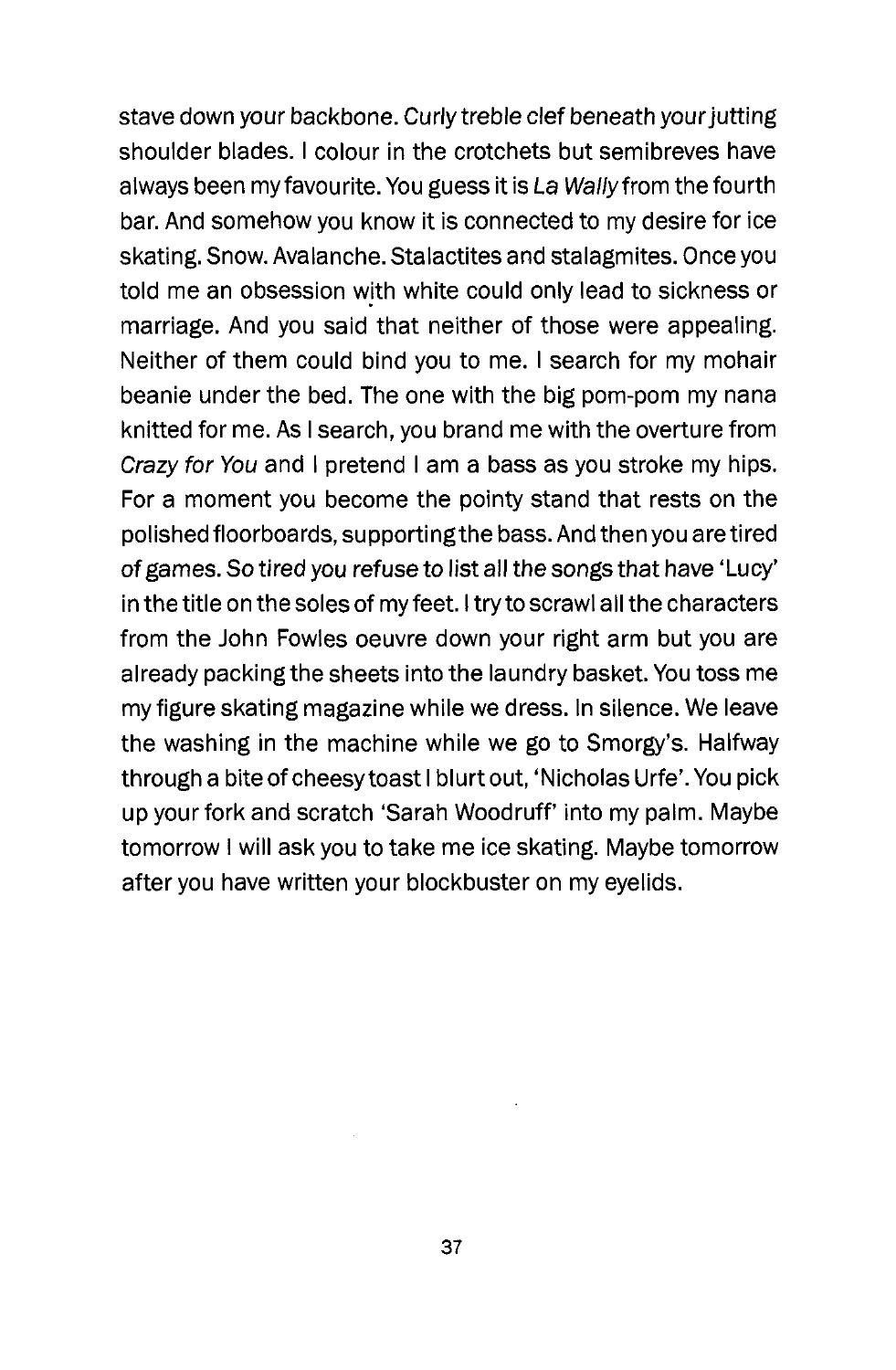stave down your backbone. Curly treble clef beneath your jutting shoulder blades. I colour in the crotchets but semibreves have always been my favourite. You guess it is *La Wally* from the fourth bar. And somehow you know it is connected to my desire for ice skating. Snow. Avalanche. Stalactites and stalagmites. Once you told me an obsession with white could only lead to sickness or marriage. And you said that neither of those were appealing. Neither of them could bind you to me. I search for my mohair beanie under the bed. The one with the big pom-pom my nana knitted for me. As I search, you brand me with the overture from *Crazy for You* and I pretend I am a bass as you stroke my hips. For a moment you become the pointy stand that rests on the polished floorboards, supporting the bass. And then you are tired of games. So tired you refuse to list all the songs that have 'Lucy' in the title on the soles of my feet. I try to scrawl all the characters from the John Fowles oeuvre down your right arm but you are already packing the sheets into the laundry basket. You toss me my figure skating magazine while we dress. In silence. We leave the washing in the machine while we go to Smorgy's. Halfway through a bite of cheesy toast I blurt out, 'Nicholas Urfe'. You pick up your fork and scratch 'Sarah Woodruff' into my palm. Maybe tomorrow I will ask you to take me ice skating. Maybe tomorrow after you have written your blockbuster on my eyelids.